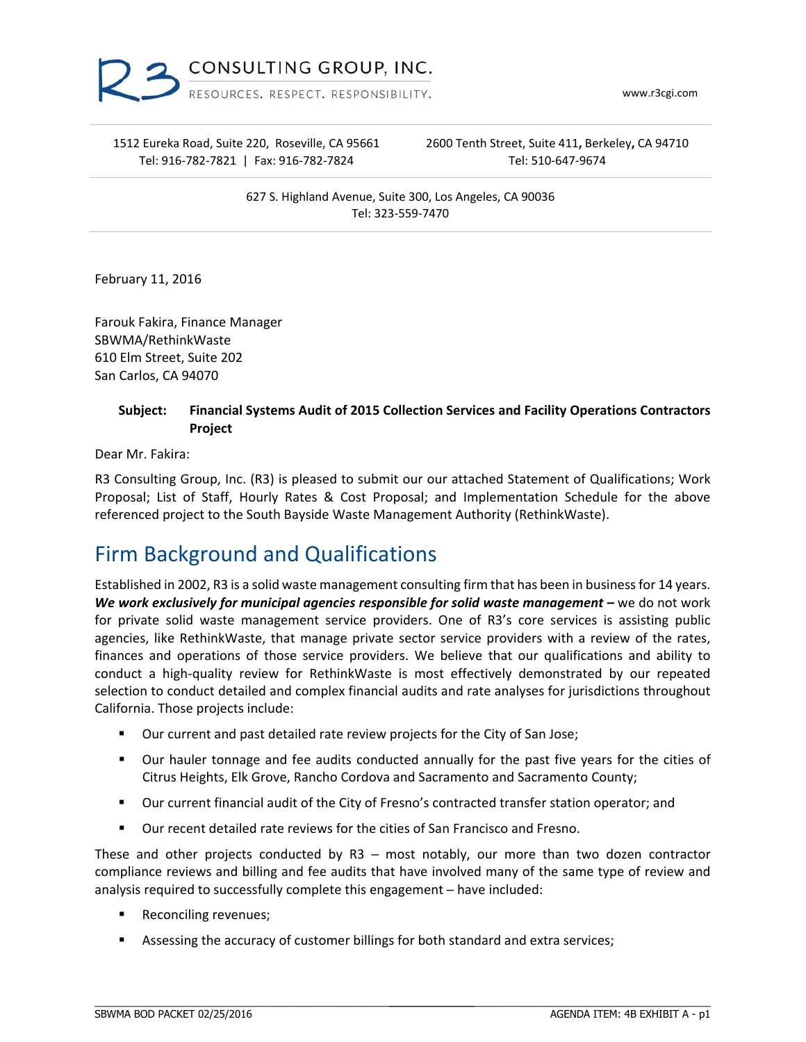R3 CONSULTING GROUP, INC.
RESOURCES. RESPECT. RESPONSIBILITY.

www.r3cgi.com

1512 Eureka Road, Suite 220, Roseville, CA 95661
Tel: 916-782-7821 | Fax: 916-782-7824

2600 Tenth Street, Suite 411, Berkeley, CA 94710
Tel: 510-647-9674

627 S. Highland Avenue, Suite 300, Los Angeles, CA 90036
Tel: 323-559-7470

February 11, 2016

Farouk Fakira, Finance Manager
SBWMA/RethinkWaste
610 Elm Street, Suite 202
San Carlos, CA 94070

**Subject: Financial Systems Audit of 2015 Collection Services and Facility Operations Contractors Project**

Dear Mr. Fakira:

R3 Consulting Group, Inc. (R3) is pleased to submit our our attached Statement of Qualifications; Work Proposal; List of Staff, Hourly Rates & Cost Proposal; and Implementation Schedule for the above referenced project to the South Bayside Waste Management Authority (RethinkWaste).

# Firm Background and Qualifications

Established in 2002, R3 is a solid waste management consulting firm that has been in business for 14 years. ***We work exclusively for municipal agencies responsible for solid waste management*** **–** we do not work for private solid waste management service providers. One of R3's core services is assisting public agencies, like RethinkWaste, that manage private sector service providers with a review of the rates, finances and operations of those service providers. We believe that our qualifications and ability to conduct a high-quality review for RethinkWaste is most effectively demonstrated by our repeated selection to conduct detailed and complex financial audits and rate analyses for jurisdictions throughout California. Those projects include:

- Our current and past detailed rate review projects for the City of San Jose;
- Our hauler tonnage and fee audits conducted annually for the past five years for the cities of Citrus Heights, Elk Grove, Rancho Cordova and Sacramento and Sacramento County;
- Our current financial audit of the City of Fresno's contracted transfer station operator; and
- Our recent detailed rate reviews for the cities of San Francisco and Fresno.

These and other projects conducted by R3 – most notably, our more than two dozen contractor compliance reviews and billing and fee audits that have involved many of the same type of review and analysis required to successfully complete this engagement – have included:

- Reconciling revenues;
- Assessing the accuracy of customer billings for both standard and extra services;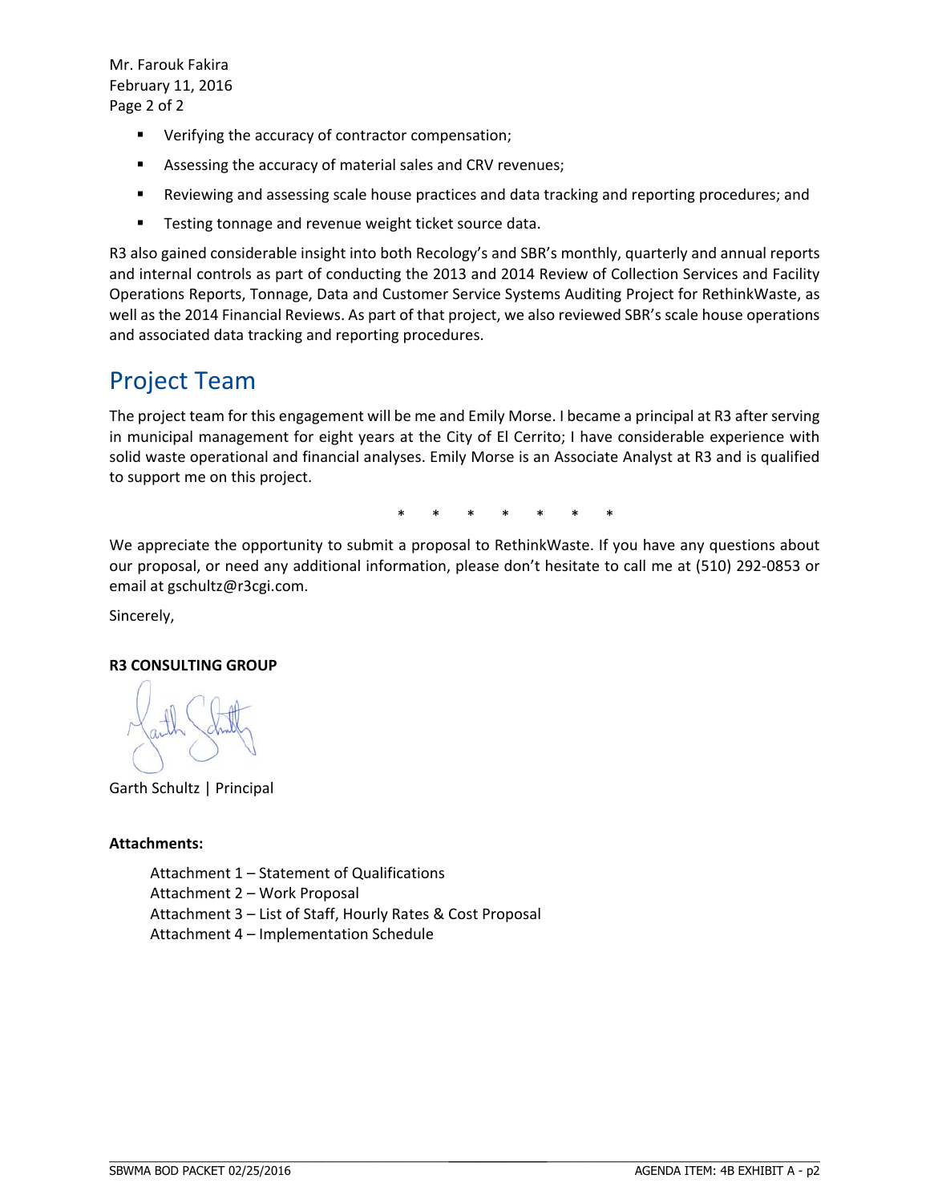Mr. Farouk Fakira
February 11, 2016

- Verifying the accuracy of contractor compensation;
- Assessing the accuracy of material sales and CRV revenues;
- Reviewing and assessing scale house practices and data tracking and reporting procedures; and
- Testing tonnage and revenue weight ticket source data.

R3 also gained considerable insight into both Recology's and SBR's monthly, quarterly and annual reports and internal controls as part of conducting the 2013 and 2014 Review of Collection Services and Facility Operations Reports, Tonnage, Data and Customer Service Systems Auditing Project for RethinkWaste, as well as the 2014 Financial Reviews. As part of that project, we also reviewed SBR's scale house operations and associated data tracking and reporting procedures.

## Project Team

The project team for this engagement will be me and Emily Morse. I became a principal at R3 after serving in municipal management for eight years at the City of El Cerrito; I have considerable experience with solid waste operational and financial analyses. Emily Morse is an Associate Analyst at R3 and is qualified to support me on this project.

\* \* \* \* \* \* \*

We appreciate the opportunity to submit a proposal to RethinkWaste. If you have any questions about our proposal, or need any additional information, please don't hesitate to call me at (510) 292-0853 or email at gschultz@r3cgi.com.

Sincerely,

**R3 CONSULTING GROUP**

Garth Schultz | Principal

**Attachments:**

Attachment 1 – Statement of Qualifications
Attachment 2 – Work Proposal
Attachment 3 – List of Staff, Hourly Rates & Cost Proposal
Attachment 4 – Implementation Schedule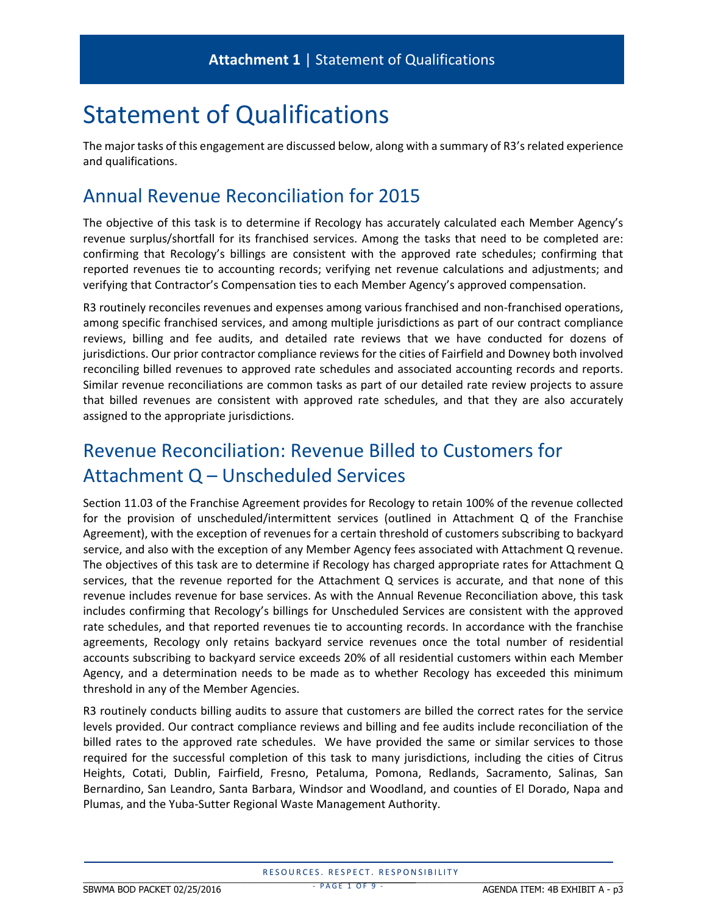**Attachment 1** | Statement of Qualifications

# Statement of Qualifications

The major tasks of this engagement are discussed below, along with a summary of R3's related experience and qualifications.

## Annual Revenue Reconciliation for 2015

The objective of this task is to determine if Recology has accurately calculated each Member Agency's revenue surplus/shortfall for its franchised services. Among the tasks that need to be completed are: confirming that Recology's billings are consistent with the approved rate schedules; confirming that reported revenues tie to accounting records; verifying net revenue calculations and adjustments; and verifying that Contractor's Compensation ties to each Member Agency's approved compensation.

R3 routinely reconciles revenues and expenses among various franchised and non-franchised operations, among specific franchised services, and among multiple jurisdictions as part of our contract compliance reviews, billing and fee audits, and detailed rate reviews that we have conducted for dozens of jurisdictions. Our prior contractor compliance reviews for the cities of Fairfield and Downey both involved reconciling billed revenues to approved rate schedules and associated accounting records and reports. Similar revenue reconciliations are common tasks as part of our detailed rate review projects to assure that billed revenues are consistent with approved rate schedules, and that they are also accurately assigned to the appropriate jurisdictions.

## Revenue Reconciliation: Revenue Billed to Customers for Attachment Q – Unscheduled Services

Section 11.03 of the Franchise Agreement provides for Recology to retain 100% of the revenue collected for the provision of unscheduled/intermittent services (outlined in Attachment Q of the Franchise Agreement), with the exception of revenues for a certain threshold of customers subscribing to backyard service, and also with the exception of any Member Agency fees associated with Attachment Q revenue. The objectives of this task are to determine if Recology has charged appropriate rates for Attachment Q services, that the revenue reported for the Attachment Q services is accurate, and that none of this revenue includes revenue for base services. As with the Annual Revenue Reconciliation above, this task includes confirming that Recology's billings for Unscheduled Services are consistent with the approved rate schedules, and that reported revenues tie to accounting records. In accordance with the franchise agreements, Recology only retains backyard service revenues once the total number of residential accounts subscribing to backyard service exceeds 20% of all residential customers within each Member Agency, and a determination needs to be made as to whether Recology has exceeded this minimum threshold in any of the Member Agencies.

R3 routinely conducts billing audits to assure that customers are billed the correct rates for the service levels provided. Our contract compliance reviews and billing and fee audits include reconciliation of the billed rates to the approved rate schedules. We have provided the same or similar services to those required for the successful completion of this task to many jurisdictions, including the cities of Citrus Heights, Cotati, Dublin, Fairfield, Fresno, Petaluma, Pomona, Redlands, Sacramento, Salinas, San Bernardino, San Leandro, Santa Barbara, Windsor and Woodland, and counties of El Dorado, Napa and Plumas, and the Yuba-Sutter Regional Waste Management Authority.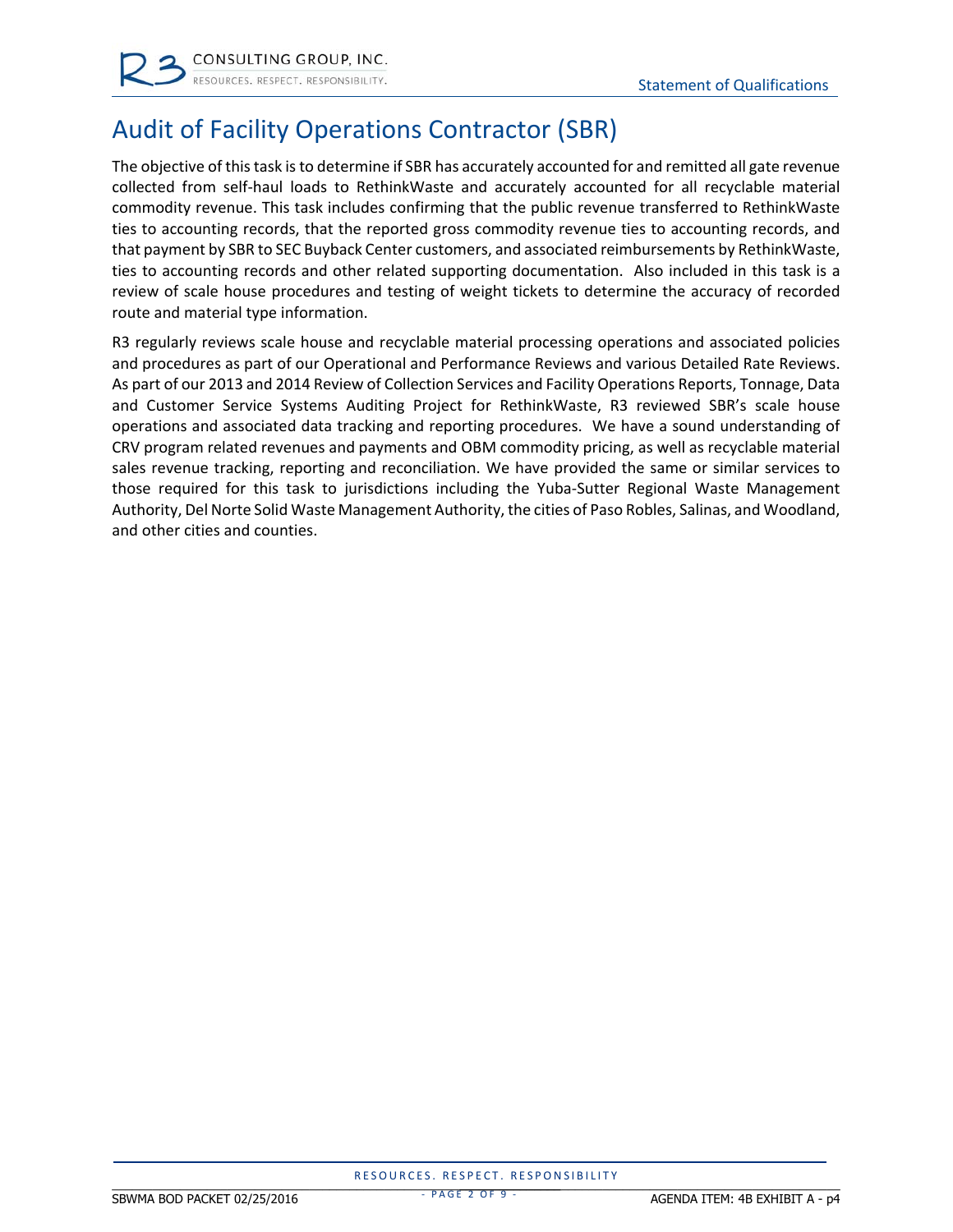# Audit of Facility Operations Contractor (SBR)

The objective of this task is to determine if SBR has accurately accounted for and remitted all gate revenue collected from self-haul loads to RethinkWaste and accurately accounted for all recyclable material commodity revenue. This task includes confirming that the public revenue transferred to RethinkWaste ties to accounting records, that the reported gross commodity revenue ties to accounting records, and that payment by SBR to SEC Buyback Center customers, and associated reimbursements by RethinkWaste, ties to accounting records and other related supporting documentation. Also included in this task is a review of scale house procedures and testing of weight tickets to determine the accuracy of recorded route and material type information.

R3 regularly reviews scale house and recyclable material processing operations and associated policies and procedures as part of our Operational and Performance Reviews and various Detailed Rate Reviews. As part of our 2013 and 2014 Review of Collection Services and Facility Operations Reports, Tonnage, Data and Customer Service Systems Auditing Project for RethinkWaste, R3 reviewed SBR's scale house operations and associated data tracking and reporting procedures. We have a sound understanding of CRV program related revenues and payments and OBM commodity pricing, as well as recyclable material sales revenue tracking, reporting and reconciliation. We have provided the same or similar services to those required for this task to jurisdictions including the Yuba-Sutter Regional Waste Management Authority, Del Norte Solid Waste Management Authority, the cities of Paso Robles, Salinas, and Woodland, and other cities and counties.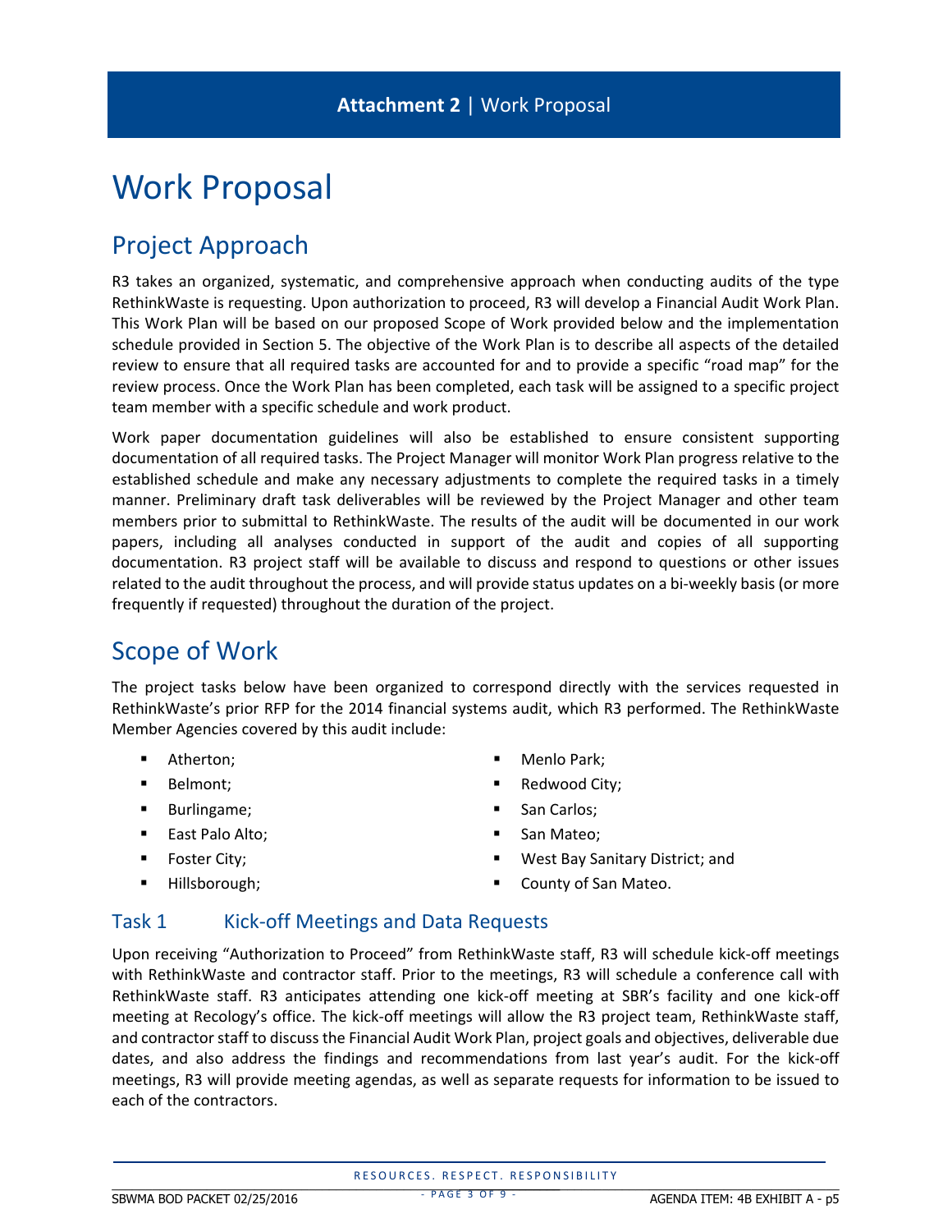**Attachment 2** | Work Proposal

# Work Proposal

## Project Approach

R3 takes an organized, systematic, and comprehensive approach when conducting audits of the type RethinkWaste is requesting. Upon authorization to proceed, R3 will develop a Financial Audit Work Plan. This Work Plan will be based on our proposed Scope of Work provided below and the implementation schedule provided in Section 5. The objective of the Work Plan is to describe all aspects of the detailed review to ensure that all required tasks are accounted for and to provide a specific "road map" for the review process. Once the Work Plan has been completed, each task will be assigned to a specific project team member with a specific schedule and work product.

Work paper documentation guidelines will also be established to ensure consistent supporting documentation of all required tasks. The Project Manager will monitor Work Plan progress relative to the established schedule and make any necessary adjustments to complete the required tasks in a timely manner. Preliminary draft task deliverables will be reviewed by the Project Manager and other team members prior to submittal to RethinkWaste. The results of the audit will be documented in our work papers, including all analyses conducted in support of the audit and copies of all supporting documentation. R3 project staff will be available to discuss and respond to questions or other issues related to the audit throughout the process, and will provide status updates on a bi-weekly basis (or more frequently if requested) throughout the duration of the project.

## Scope of Work

The project tasks below have been organized to correspond directly with the services requested in RethinkWaste's prior RFP for the 2014 financial systems audit, which R3 performed. The RethinkWaste Member Agencies covered by this audit include:

- Atherton;
- Belmont;
- Burlingame;
- East Palo Alto;
- Foster City;
- Hillsborough;
- Menlo Park;
- Redwood City;
- San Carlos;
- San Mateo;
- West Bay Sanitary District; and
- County of San Mateo.

### Task 1 Kick-off Meetings and Data Requests

Upon receiving "Authorization to Proceed" from RethinkWaste staff, R3 will schedule kick-off meetings with RethinkWaste and contractor staff. Prior to the meetings, R3 will schedule a conference call with RethinkWaste staff. R3 anticipates attending one kick-off meeting at SBR's facility and one kick-off meeting at Recology's office. The kick-off meetings will allow the R3 project team, RethinkWaste staff, and contractor staff to discuss the Financial Audit Work Plan, project goals and objectives, deliverable due dates, and also address the findings and recommendations from last year's audit. For the kick-off meetings, R3 will provide meeting agendas, as well as separate requests for information to be issued to each of the contractors.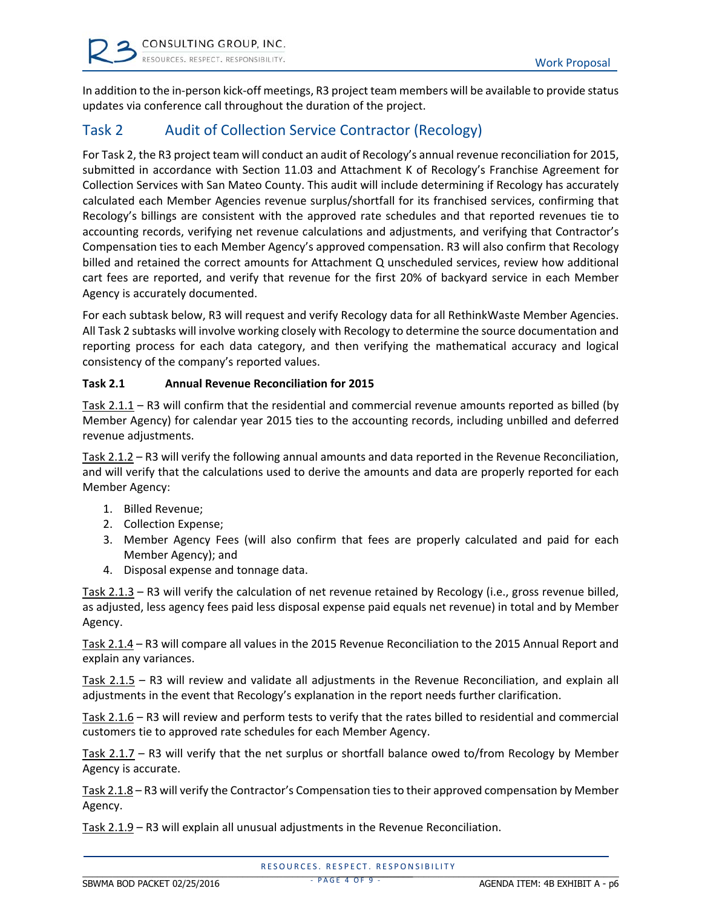In addition to the in-person kick-off meetings, R3 project team members will be available to provide status updates via conference call throughout the duration of the project.

## Task 2 Audit of Collection Service Contractor (Recology)

For Task 2, the R3 project team will conduct an audit of Recology's annual revenue reconciliation for 2015, submitted in accordance with Section 11.03 and Attachment K of Recology's Franchise Agreement for Collection Services with San Mateo County. This audit will include determining if Recology has accurately calculated each Member Agencies revenue surplus/shortfall for its franchised services, confirming that Recology's billings are consistent with the approved rate schedules and that reported revenues tie to accounting records, verifying net revenue calculations and adjustments, and verifying that Contractor's Compensation ties to each Member Agency's approved compensation. R3 will also confirm that Recology billed and retained the correct amounts for Attachment Q unscheduled services, review how additional cart fees are reported, and verify that revenue for the first 20% of backyard service in each Member Agency is accurately documented.

For each subtask below, R3 will request and verify Recology data for all RethinkWaste Member Agencies. All Task 2 subtasks will involve working closely with Recology to determine the source documentation and reporting process for each data category, and then verifying the mathematical accuracy and logical consistency of the company's reported values.

### Task 2.1 Annual Revenue Reconciliation for 2015

Task 2.1.1 – R3 will confirm that the residential and commercial revenue amounts reported as billed (by Member Agency) for calendar year 2015 ties to the accounting records, including unbilled and deferred revenue adjustments.

Task 2.1.2 – R3 will verify the following annual amounts and data reported in the Revenue Reconciliation, and will verify that the calculations used to derive the amounts and data are properly reported for each Member Agency:

1. Billed Revenue;
2. Collection Expense;
3. Member Agency Fees (will also confirm that fees are properly calculated and paid for each Member Agency); and
4. Disposal expense and tonnage data.

Task 2.1.3 – R3 will verify the calculation of net revenue retained by Recology (i.e., gross revenue billed, as adjusted, less agency fees paid less disposal expense paid equals net revenue) in total and by Member Agency.

Task 2.1.4 – R3 will compare all values in the 2015 Revenue Reconciliation to the 2015 Annual Report and explain any variances.

Task 2.1.5 – R3 will review and validate all adjustments in the Revenue Reconciliation, and explain all adjustments in the event that Recology's explanation in the report needs further clarification.

Task 2.1.6 – R3 will review and perform tests to verify that the rates billed to residential and commercial customers tie to approved rate schedules for each Member Agency.

Task 2.1.7 – R3 will verify that the net surplus or shortfall balance owed to/from Recology by Member Agency is accurate.

Task 2.1.8 – R3 will verify the Contractor's Compensation ties to their approved compensation by Member Agency.

Task 2.1.9 – R3 will explain all unusual adjustments in the Revenue Reconciliation.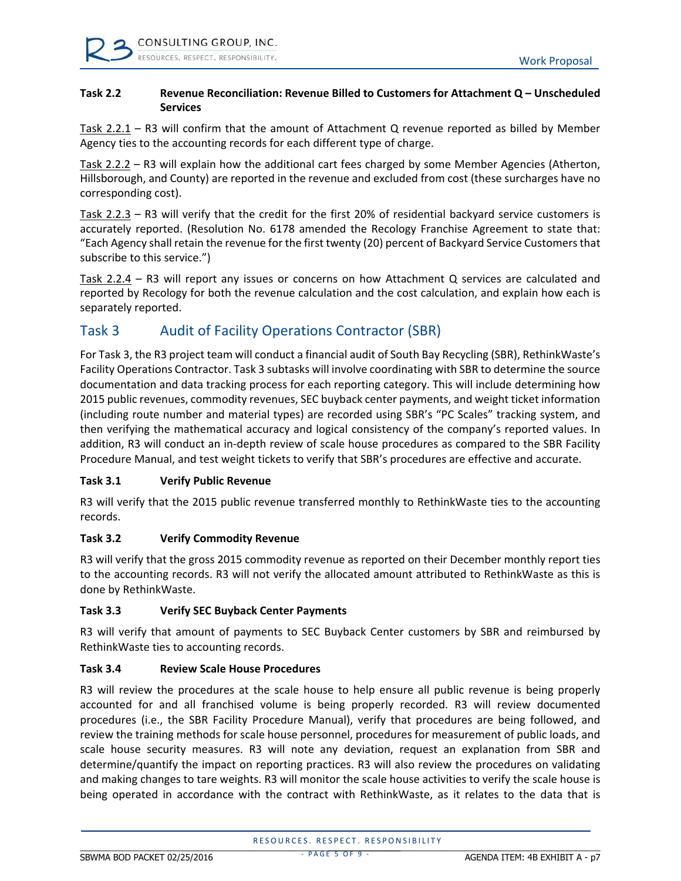#### Task 2.2 Revenue Reconciliation: Revenue Billed to Customers for Attachment Q – Unscheduled Services

Task 2.2.1 – R3 will confirm that the amount of Attachment Q revenue reported as billed by Member Agency ties to the accounting records for each different type of charge.

Task 2.2.2 – R3 will explain how the additional cart fees charged by some Member Agencies (Atherton, Hillsborough, and County) are reported in the revenue and excluded from cost (these surcharges have no corresponding cost).

Task 2.2.3 – R3 will verify that the credit for the first 20% of residential backyard service customers is accurately reported. (Resolution No. 6178 amended the Recology Franchise Agreement to state that: "Each Agency shall retain the revenue for the first twenty (20) percent of Backyard Service Customers that subscribe to this service.")

Task 2.2.4 – R3 will report any issues or concerns on how Attachment Q services are calculated and reported by Recology for both the revenue calculation and the cost calculation, and explain how each is separately reported.

## Task 3 Audit of Facility Operations Contractor (SBR)

For Task 3, the R3 project team will conduct a financial audit of South Bay Recycling (SBR), RethinkWaste's Facility Operations Contractor. Task 3 subtasks will involve coordinating with SBR to determine the source documentation and data tracking process for each reporting category. This will include determining how 2015 public revenues, commodity revenues, SEC buyback center payments, and weight ticket information (including route number and material types) are recorded using SBR's "PC Scales" tracking system, and then verifying the mathematical accuracy and logical consistency of the company's reported values. In addition, R3 will conduct an in-depth review of scale house procedures as compared to the SBR Facility Procedure Manual, and test weight tickets to verify that SBR's procedures are effective and accurate.

#### Task 3.1 Verify Public Revenue

R3 will verify that the 2015 public revenue transferred monthly to RethinkWaste ties to the accounting records.

#### Task 3.2 Verify Commodity Revenue

R3 will verify that the gross 2015 commodity revenue as reported on their December monthly report ties to the accounting records. R3 will not verify the allocated amount attributed to RethinkWaste as this is done by RethinkWaste.

#### Task 3.3 Verify SEC Buyback Center Payments

R3 will verify that amount of payments to SEC Buyback Center customers by SBR and reimbursed by RethinkWaste ties to accounting records.

#### Task 3.4 Review Scale House Procedures

R3 will review the procedures at the scale house to help ensure all public revenue is being properly accounted for and all franchised volume is being properly recorded. R3 will review documented procedures (i.e., the SBR Facility Procedure Manual), verify that procedures are being followed, and review the training methods for scale house personnel, procedures for measurement of public loads, and scale house security measures. R3 will note any deviation, request an explanation from SBR and determine/quantify the impact on reporting practices. R3 will also review the procedures on validating and making changes to tare weights. R3 will monitor the scale house activities to verify the scale house is being operated in accordance with the contract with RethinkWaste, as it relates to the data that is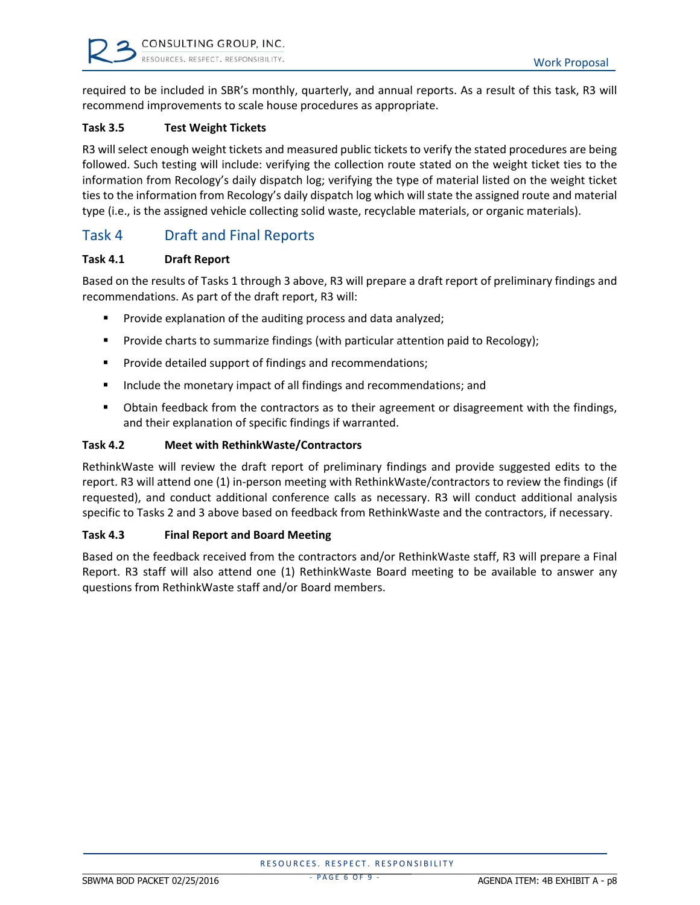required to be included in SBR's monthly, quarterly, and annual reports. As a result of this task, R3 will recommend improvements to scale house procedures as appropriate.

### Task 3.5 Test Weight Tickets

R3 will select enough weight tickets and measured public tickets to verify the stated procedures are being followed. Such testing will include: verifying the collection route stated on the weight ticket ties to the information from Recology's daily dispatch log; verifying the type of material listed on the weight ticket ties to the information from Recology's daily dispatch log which will state the assigned route and material type (i.e., is the assigned vehicle collecting solid waste, recyclable materials, or organic materials).

## Task 4 Draft and Final Reports

### Task 4.1 Draft Report

Based on the results of Tasks 1 through 3 above, R3 will prepare a draft report of preliminary findings and recommendations. As part of the draft report, R3 will:

- Provide explanation of the auditing process and data analyzed;
- Provide charts to summarize findings (with particular attention paid to Recology);
- Provide detailed support of findings and recommendations;
- Include the monetary impact of all findings and recommendations; and
- Obtain feedback from the contractors as to their agreement or disagreement with the findings, and their explanation of specific findings if warranted.

### Task 4.2 Meet with RethinkWaste/Contractors

RethinkWaste will review the draft report of preliminary findings and provide suggested edits to the report. R3 will attend one (1) in-person meeting with RethinkWaste/contractors to review the findings (if requested), and conduct additional conference calls as necessary. R3 will conduct additional analysis specific to Tasks 2 and 3 above based on feedback from RethinkWaste and the contractors, if necessary.

### Task 4.3 Final Report and Board Meeting

Based on the feedback received from the contractors and/or RethinkWaste staff, R3 will prepare a Final Report. R3 staff will also attend one (1) RethinkWaste Board meeting to be available to answer any questions from RethinkWaste staff and/or Board members.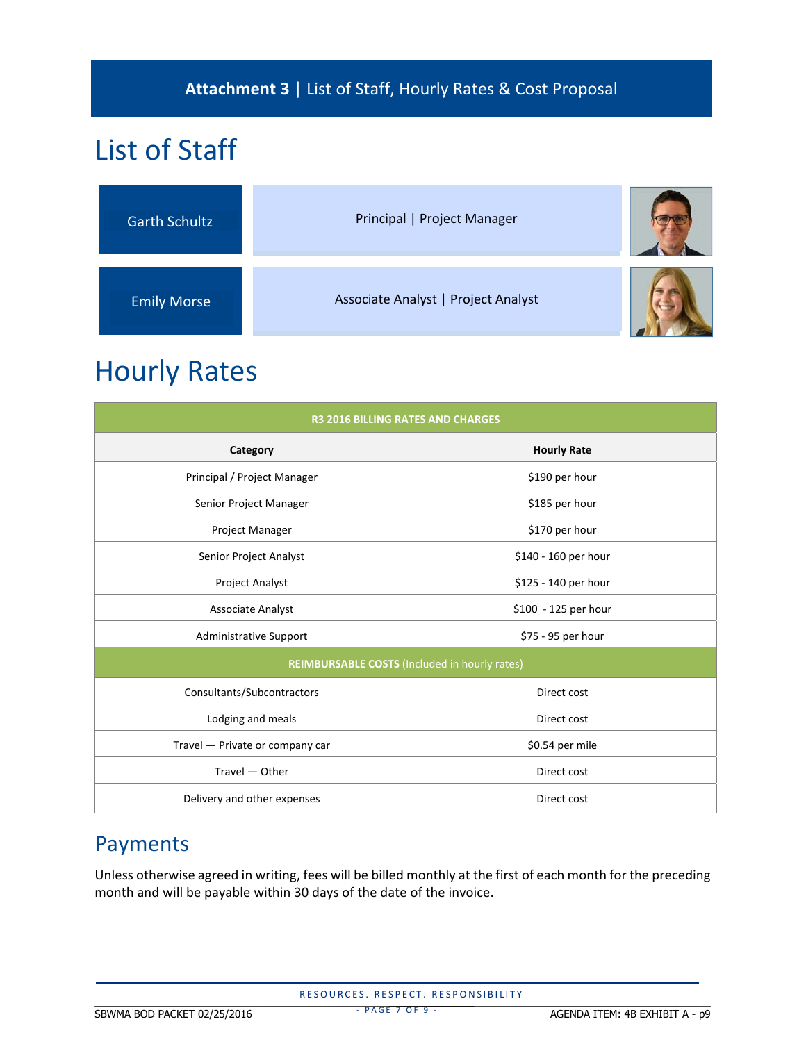**Attachment 3** | List of Staff, Hourly Rates & Cost Proposal

# List of Staff

| | |
|---|---|
| Garth Schultz | Principal \| Project Manager |
| Emily Morse | Associate Analyst \| Project Analyst |

# Hourly Rates

| R3 2016 BILLING RATES AND CHARGES | |
|---|---|
| **Category** | **Hourly Rate** |
| Principal / Project Manager | $190 per hour |
| Senior Project Manager | $185 per hour |
| Project Manager | $170 per hour |
| Senior Project Analyst | $140 - 160 per hour |
| Project Analyst | $125 - 140 per hour |
| Associate Analyst | $100 - 125 per hour |
| Administrative Support | $75 - 95 per hour |
| **REIMBURSABLE COSTS** (Included in hourly rates) | |
| Consultants/Subcontractors | Direct cost |
| Lodging and meals | Direct cost |
| Travel — Private or company car | $0.54 per mile |
| Travel — Other | Direct cost |
| Delivery and other expenses | Direct cost |

## Payments

Unless otherwise agreed in writing, fees will be billed monthly at the first of each month for the preceding month and will be payable within 30 days of the date of the invoice.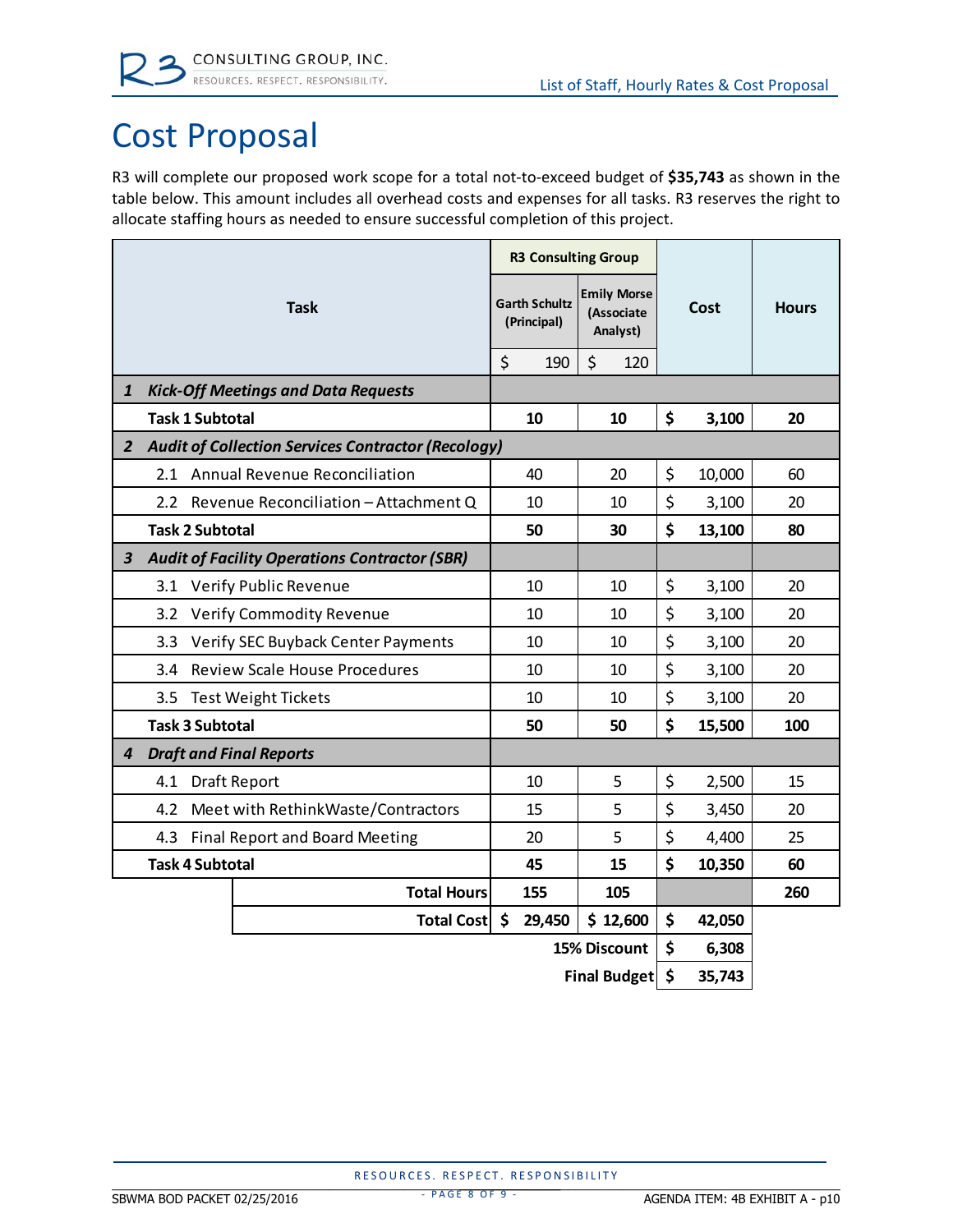# Cost Proposal

R3 will complete our proposed work scope for a total not-to-exceed budget of **$35,743** as shown in the table below. This amount includes all overhead costs and expenses for all tasks. R3 reserves the right to allocate staffing hours as needed to ensure successful completion of this project.

| Task | R3 Consulting Group | | Cost | Hours |
|---|---|---|---|---|
| | Garth Schultz (Principal) | Emily Morse (Associate Analyst) | | |
| | $ 190 | $ 120 | | |
| ***1 Kick-Off Meetings and Data Requests*** | | | | |
| **Task 1 Subtotal** | **10** | **10** | **$ 3,100** | **20** |
| ***2 Audit of Collection Services Contractor (Recology)*** | | | | |
| 2.1 Annual Revenue Reconciliation | 40 | 20 | $ 10,000 | 60 |
| 2.2 Revenue Reconciliation – Attachment Q | 10 | 10 | $ 3,100 | 20 |
| **Task 2 Subtotal** | **50** | **30** | **$ 13,100** | **80** |
| ***3 Audit of Facility Operations Contractor (SBR)*** | | | | |
| 3.1 Verify Public Revenue | 10 | 10 | $ 3,100 | 20 |
| 3.2 Verify Commodity Revenue | 10 | 10 | $ 3,100 | 20 |
| 3.3 Verify SEC Buyback Center Payments | 10 | 10 | $ 3,100 | 20 |
| 3.4 Review Scale House Procedures | 10 | 10 | $ 3,100 | 20 |
| 3.5 Test Weight Tickets | 10 | 10 | $ 3,100 | 20 |
| **Task 3 Subtotal** | **50** | **50** | **$ 15,500** | **100** |
| ***4 Draft and Final Reports*** | | | | |
| 4.1 Draft Report | 10 | 5 | $ 2,500 | 15 |
| 4.2 Meet with RethinkWaste/Contractors | 15 | 5 | $ 3,450 | 20 |
| 4.3 Final Report and Board Meeting | 20 | 5 | $ 4,400 | 25 |
| **Task 4 Subtotal** | **45** | **15** | **$ 10,350** | **60** |
| **Total Hours** | **155** | **105** | | **260** |
| **Total Cost** | **$ 29,450** | **$ 12,600** | **$ 42,050** | |
| | | **15% Discount** | **$ 6,308** | |
| | | **Final Budget** | **$ 35,743** | |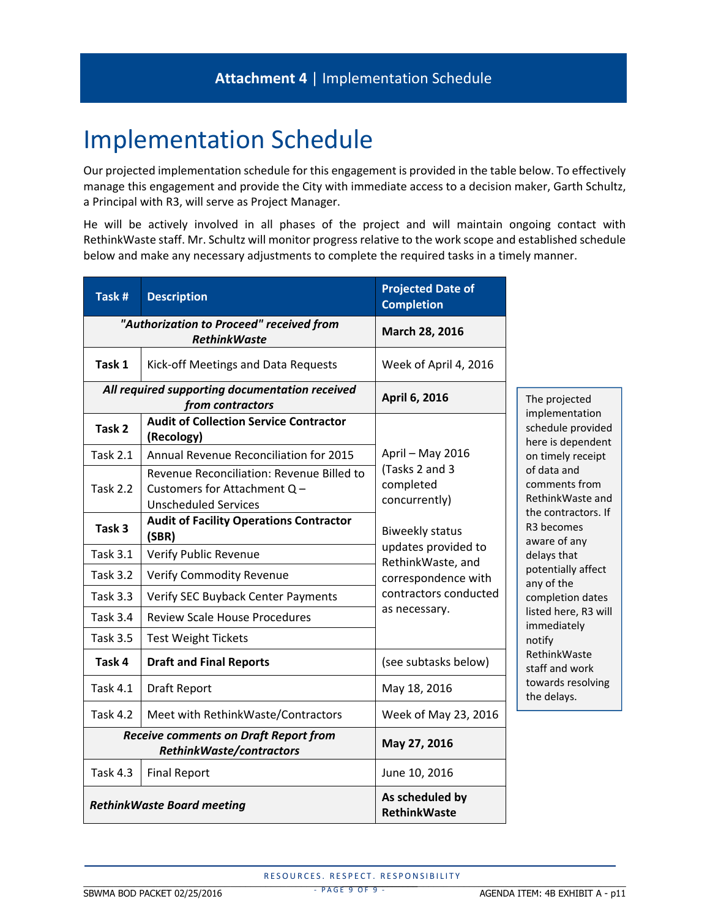**Attachment 4** | Implementation Schedule

# Implementation Schedule

Our projected implementation schedule for this engagement is provided in the table below. To effectively manage this engagement and provide the City with immediate access to a decision maker, Garth Schultz, a Principal with R3, will serve as Project Manager.

He will be actively involved in all phases of the project and will maintain ongoing contact with RethinkWaste staff. Mr. Schultz will monitor progress relative to the work scope and established schedule below and make any necessary adjustments to complete the required tasks in a timely manner.

| Task # | Description | Projected Date of Completion |
|---|---|---|
| ***"Authorization to Proceed" received from RethinkWaste*** | | **March 28, 2016** |
| **Task 1** | Kick-off Meetings and Data Requests | Week of April 4, 2016 |
| ***All required supporting documentation received from contractors*** | | **April 6, 2016** |
| **Task 2** | **Audit of Collection Service Contractor (Recology)** | April – May 2016 (Tasks 2 and 3 completed concurrently) Biweekly status updates provided to RethinkWaste, and correspondence with contractors conducted as necessary. |
| Task 2.1 | Annual Revenue Reconciliation for 2015 | |
| Task 2.2 | Revenue Reconciliation: Revenue Billed to Customers for Attachment Q – Unscheduled Services | |
| **Task 3** | **Audit of Facility Operations Contractor (SBR)** | |
| Task 3.1 | Verify Public Revenue | |
| Task 3.2 | Verify Commodity Revenue | |
| Task 3.3 | Verify SEC Buyback Center Payments | |
| Task 3.4 | Review Scale House Procedures | |
| Task 3.5 | Test Weight Tickets | |
| **Task 4** | **Draft and Final Reports** | (see subtasks below) |
| Task 4.1 | Draft Report | May 18, 2016 |
| Task 4.2 | Meet with RethinkWaste/Contractors | Week of May 23, 2016 |
| ***Receive comments on Draft Report from RethinkWaste/contractors*** | | **May 27, 2016** |
| Task 4.3 | Final Report | June 10, 2016 |
| ***RethinkWaste Board meeting*** | | **As scheduled by RethinkWaste** |

The projected implementation schedule provided here is dependent on timely receipt of data and comments from RethinkWaste and the contractors. If R3 becomes aware of any delays that potentially affect any of the completion dates listed here, R3 will immediately notify RethinkWaste staff and work towards resolving the delays.

RESOURCES. RESPECT. RESPONSIBILITY